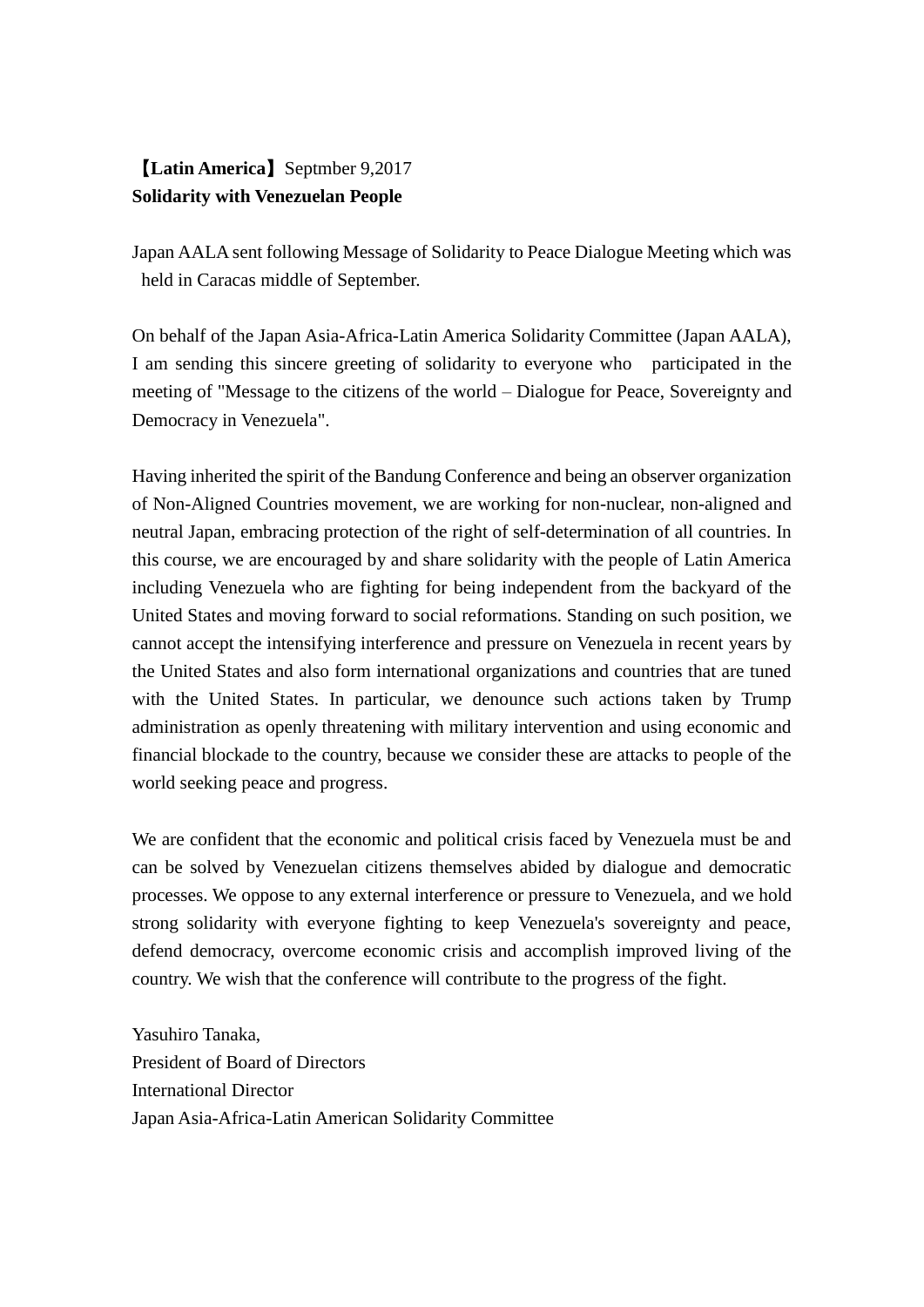**【Latin America】** Septmber 9,2017
**Solidarity with Venezuelan People**

Japan AALA sent following Message of Solidarity to Peace Dialogue Meeting which was held in Caracas middle of September.

On behalf of the Japan Asia-Africa-Latin America Solidarity Committee (Japan AALA), I am sending this sincere greeting of solidarity to everyone who participated in the meeting of "Message to the citizens of the world – Dialogue for Peace, Sovereignty and Democracy in Venezuela".

Having inherited the spirit of the Bandung Conference and being an observer organization of Non-Aligned Countries movement, we are working for non-nuclear, non-aligned and neutral Japan, embracing protection of the right of self-determination of all countries. In this course, we are encouraged by and share solidarity with the people of Latin America including Venezuela who are fighting for being independent from the backyard of the United States and moving forward to social reformations. Standing on such position, we cannot accept the intensifying interference and pressure on Venezuela in recent years by the United States and also form international organizations and countries that are tuned with the United States. In particular, we denounce such actions taken by Trump administration as openly threatening with military intervention and using economic and financial blockade to the country, because we consider these are attacks to people of the world seeking peace and progress.

We are confident that the economic and political crisis faced by Venezuela must be and can be solved by Venezuelan citizens themselves abided by dialogue and democratic processes. We oppose to any external interference or pressure to Venezuela, and we hold strong solidarity with everyone fighting to keep Venezuela's sovereignty and peace, defend democracy, overcome economic crisis and accomplish improved living of the country. We wish that the conference will contribute to the progress of the fight.

Yasuhiro Tanaka,
President of Board of Directors
International Director
Japan Asia-Africa-Latin American Solidarity Committee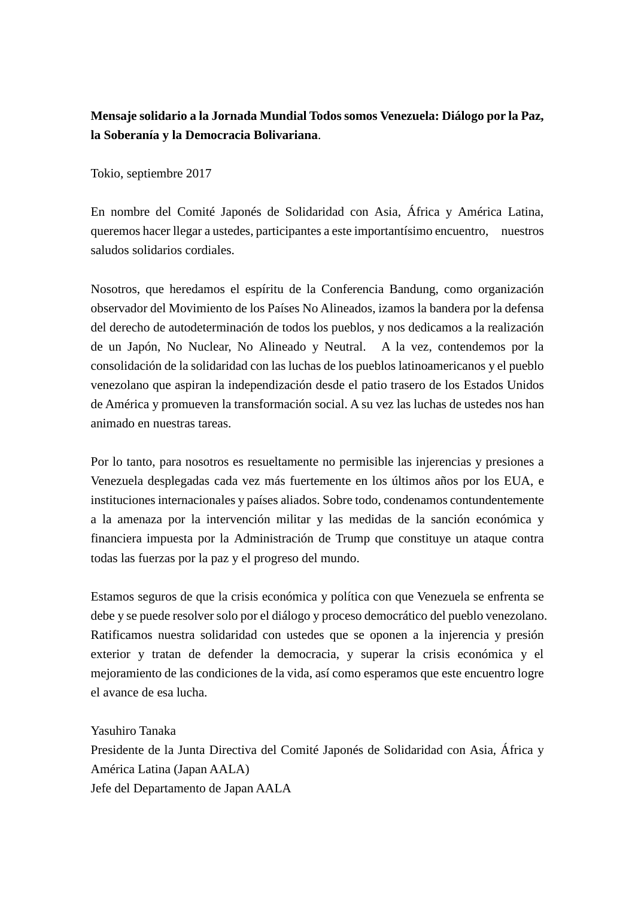**Mensaje solidario a la Jornada Mundial Todos somos Venezuela: Diálogo por la Paz, la Soberanía y la Democracia Bolivariana**.

Tokio, septiembre 2017

En nombre del Comité Japonés de Solidaridad con Asia, África y América Latina, queremos hacer llegar a ustedes, participantes a este importantísimo encuentro, nuestros saludos solidarios cordiales.

Nosotros, que heredamos el espíritu de la Conferencia Bandung, como organización observador del Movimiento de los Países No Alineados, izamos la bandera por la defensa del derecho de autodeterminación de todos los pueblos, y nos dedicamos a la realización de un Japón, No Nuclear, No Alineado y Neutral. A la vez, contendemos por la consolidación de la solidaridad con las luchas de los pueblos latinoamericanos y el pueblo venezolano que aspiran la independización desde el patio trasero de los Estados Unidos de América y promueven la transformación social. A su vez las luchas de ustedes nos han animado en nuestras tareas.

Por lo tanto, para nosotros es resueltamente no permisible las injerencias y presiones a Venezuela desplegadas cada vez más fuertemente en los últimos años por los EUA, e instituciones internacionales y países aliados. Sobre todo, condenamos contundentemente a la amenaza por la intervención militar y las medidas de la sanción económica y financiera impuesta por la Administración de Trump que constituye un ataque contra todas las fuerzas por la paz y el progreso del mundo.

Estamos seguros de que la crisis económica y política con que Venezuela se enfrenta se debe y se puede resolver solo por el diálogo y proceso democrático del pueblo venezolano. Ratificamos nuestra solidaridad con ustedes que se oponen a la injerencia y presión exterior y tratan de defender la democracia, y superar la crisis económica y el mejoramiento de las condiciones de la vida, así como esperamos que este encuentro logre el avance de esa lucha.

Yasuhiro Tanaka
Presidente de la Junta Directiva del Comité Japonés de Solidaridad con Asia, África y América Latina (Japan AALA)
Jefe del Departamento de Japan AALA